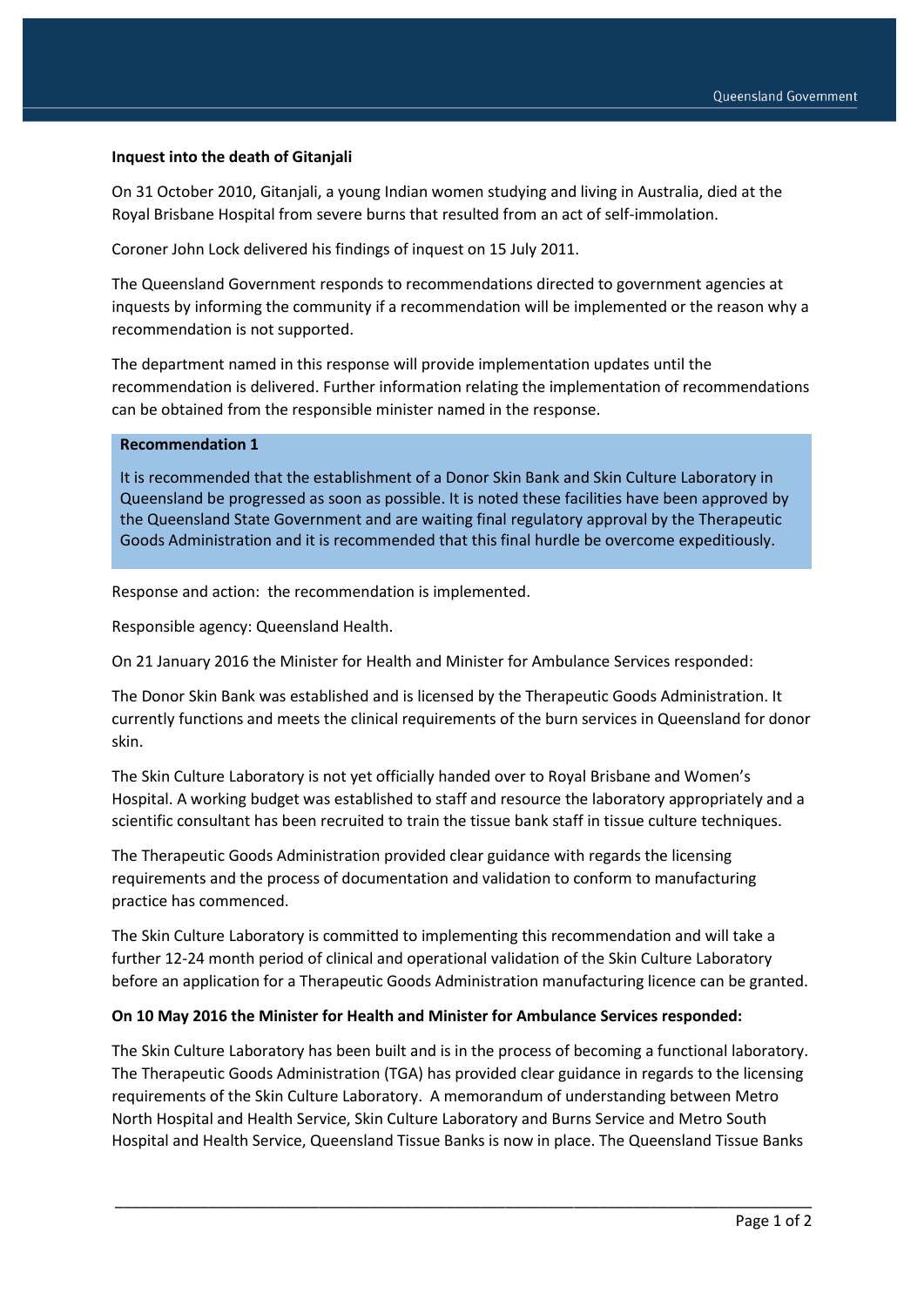## Inquest into the death of Gitanjali

On 31 October 2010, Gitanjali, a young Indian women studying and living in Australia, died at the Royal Brisbane Hospital from severe burns that resulted from an act of self-immolation.

Coroner John Lock delivered his findings of inquest on 15 July 2011.

The Queensland Government responds to recommendations directed to government agencies at inquests by informing the community if a recommendation will be implemented or the reason why a recommendation is not supported.

The department named in this response will provide implementation updates until the recommendation is delivered. Further information relating the implementation of recommendations can be obtained from the responsible minister named in the response.

### Recommendation 1

It is recommended that the establishment of a Donor Skin Bank and Skin Culture Laboratory in Queensland be progressed as soon as possible. It is noted these facilities have been approved by the Queensland State Government and are waiting final regulatory approval by the Therapeutic Goods Administration and it is recommended that this final hurdle be overcome expeditiously.

Response and action: the recommendation is implemented.

Responsible agency: Queensland Health.

On 21 January 2016 the Minister for Health and Minister for Ambulance Services responded:

The Donor Skin Bank was established and is licensed by the Therapeutic Goods Administration. It currently functions and meets the clinical requirements of the burn services in Queensland for donor skin.

The Skin Culture Laboratory is not yet officially handed over to Royal Brisbane and Women's Hospital. A working budget was established to staff and resource the laboratory appropriately and a scientific consultant has been recruited to train the tissue bank staff in tissue culture techniques.

The Therapeutic Goods Administration provided clear guidance with regards the licensing requirements and the process of documentation and validation to conform to manufacturing practice has commenced.

The Skin Culture Laboratory is committed to implementing this recommendation and will take a further 12-24 month period of clinical and operational validation of the Skin Culture Laboratory before an application for a Therapeutic Goods Administration manufacturing licence can be granted.

**On 10 May 2016 the Minister for Health and Minister for Ambulance Services responded:**

The Skin Culture Laboratory has been built and is in the process of becoming a functional laboratory. The Therapeutic Goods Administration (TGA) has provided clear guidance in regards to the licensing requirements of the Skin Culture Laboratory. A memorandum of understanding between Metro North Hospital and Health Service, Skin Culture Laboratory and Burns Service and Metro South Hospital and Health Service, Queensland Tissue Banks is now in place. The Queensland Tissue Banks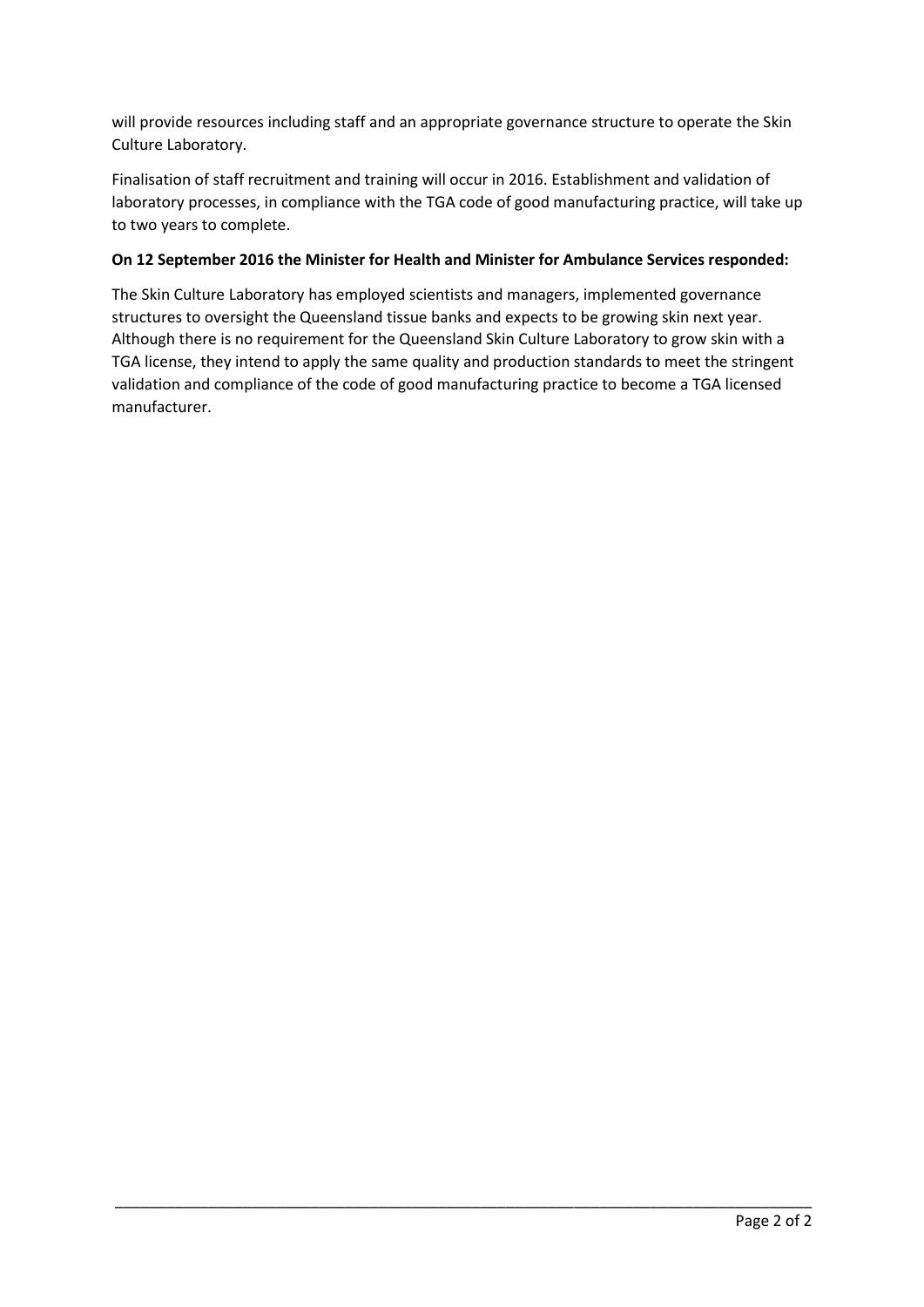will provide resources including staff and an appropriate governance structure to operate the Skin Culture Laboratory.

Finalisation of staff recruitment and training will occur in 2016. Establishment and validation of laboratory processes, in compliance with the TGA code of good manufacturing practice, will take up to two years to complete.

**On 12 September 2016 the Minister for Health and Minister for Ambulance Services responded:**

The Skin Culture Laboratory has employed scientists and managers, implemented governance structures to oversight the Queensland tissue banks and expects to be growing skin next year. Although there is no requirement for the Queensland Skin Culture Laboratory to grow skin with a TGA license, they intend to apply the same quality and production standards to meet the stringent validation and compliance of the code of good manufacturing practice to become a TGA licensed manufacturer.